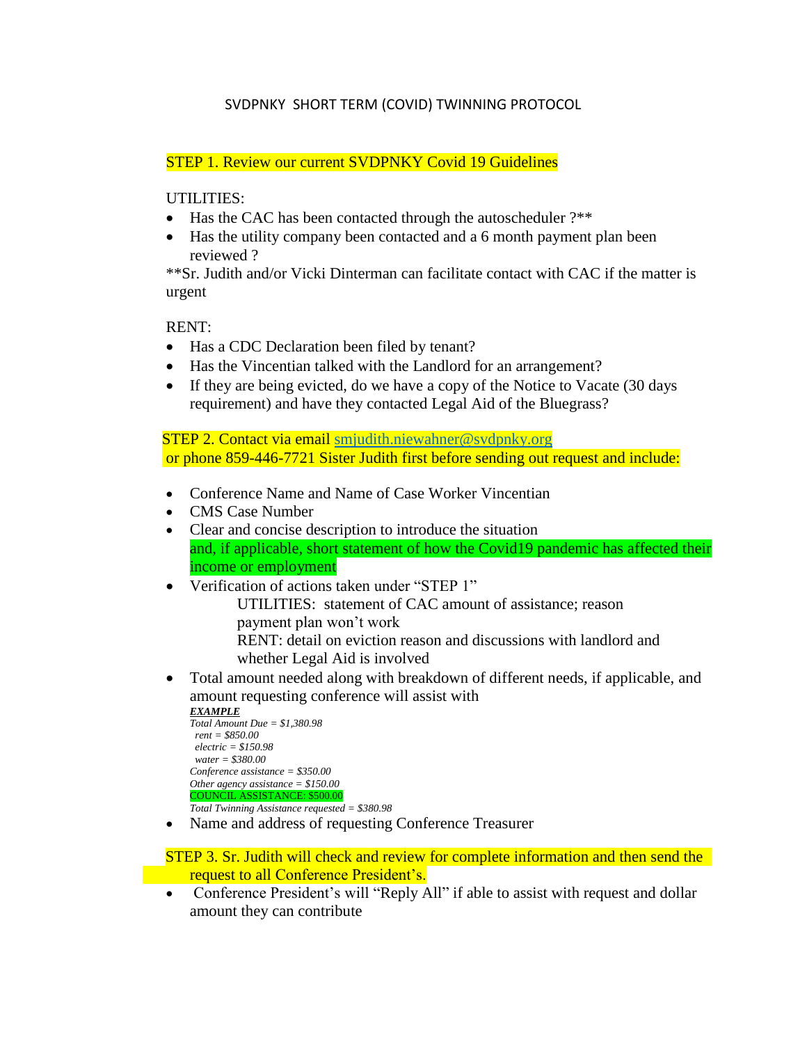# SVDPNKY SHORT TERM (COVID) TWINNING PROTOCOL

## STEP 1. Review our current SVDPNKY Covid 19 Guidelines

UTILITIES:

- Has the CAC has been contacted through the autoscheduler ?**
- Has the utility company been contacted and a 6 month payment plan been reviewed ?

**Sr. Judith and/or Vicki Dinterman can facilitate contact with CAC if the matter is urgent

RENT:

- Has a CDC Declaration been filed by tenant?
- Has the Vincentian talked with the Landlord for an arrangement?
- If they are being evicted, do we have a copy of the Notice to Vacate (30 days requirement) and have they contacted Legal Aid of the Bluegrass?

## STEP 2. Contact via email smjudith.niewahner@svdpnky.org or phone 859-446-7721 Sister Judith first before sending out request and include:

- Conference Name and Name of Case Worker Vincentian
- CMS Case Number
- Clear and concise description to introduce the situation and, if applicable, short statement of how the Covid19 pandemic has affected their income or employment
- Verification of actions taken under "STEP 1"
  - UTILITIES: statement of CAC amount of assistance; reason payment plan won't work
  - RENT: detail on eviction reason and discussions with landlord and whether Legal Aid is involved
- Total amount needed along with breakdown of different needs, if applicable, and amount requesting conference will assist with

  ***EXAMPLE***

  *Total Amount Due = $1,380.98*
  *rent = $850.00*
  *electric = $150.98*
  *water = $380.00*
  *Conference assistance = $350.00*
  *Other agency assistance = $150.00*
  COUNCIL ASSISTANCE: $500.00
  *Total Twinning Assistance requested = $380.98*

- Name and address of requesting Conference Treasurer

## STEP 3. Sr. Judith will check and review for complete information and then send the request to all Conference President's.

- Conference President's will "Reply All" if able to assist with request and dollar amount they can contribute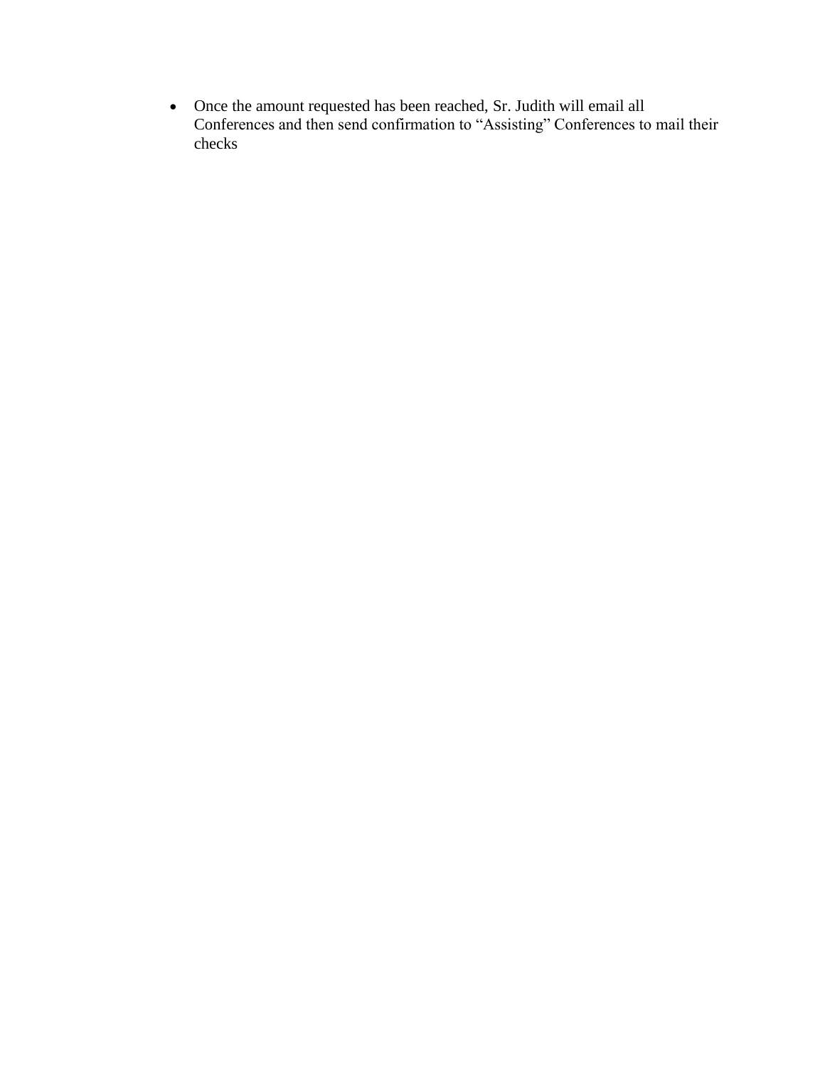- Once the amount requested has been reached, Sr. Judith will email all Conferences and then send confirmation to "Assisting" Conferences to mail their checks